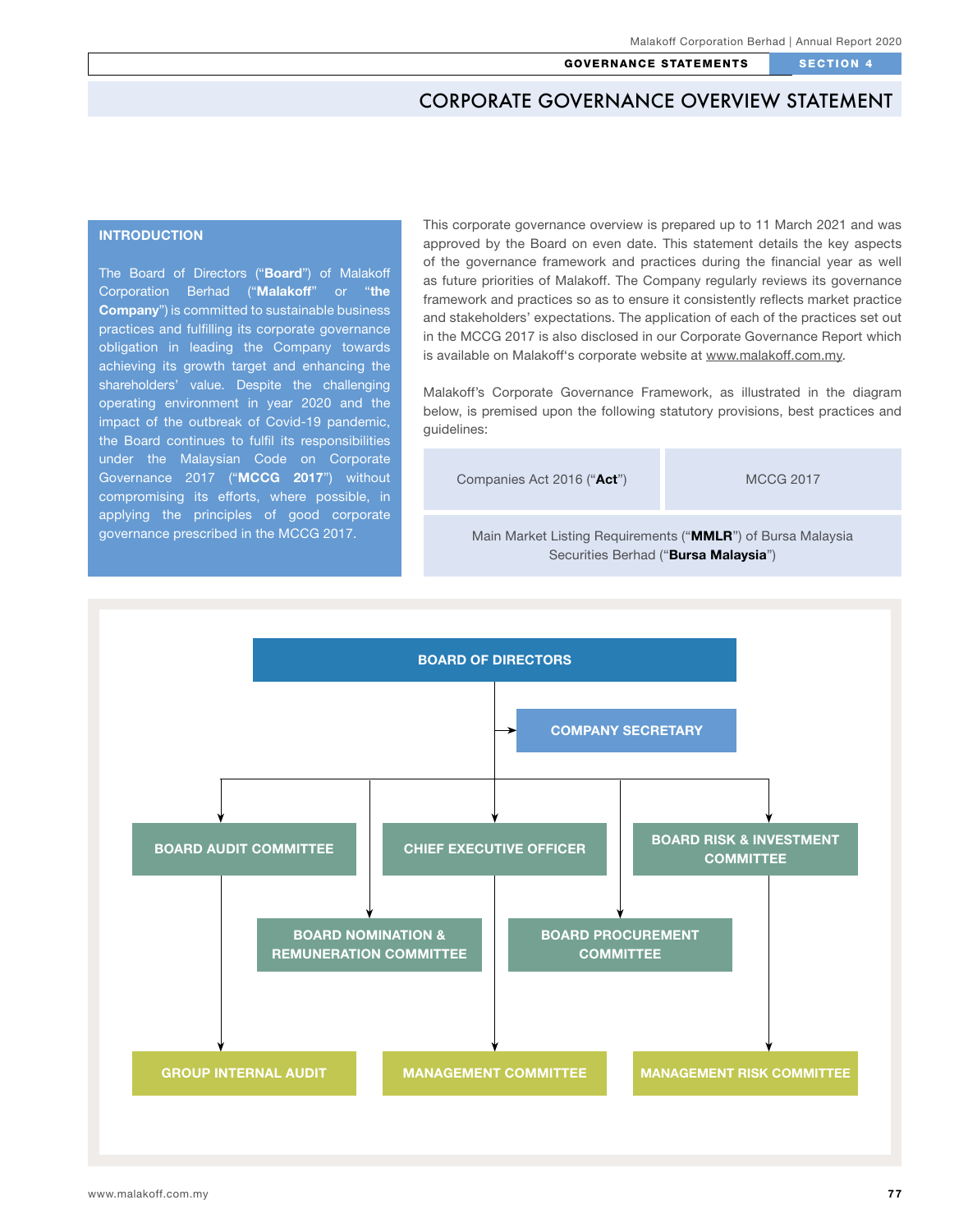# CORPORATE GOVERNANCE OVERVIEW STATEMENT

## INTRODUCTION

The Board of Directors ("**Board**") of Malakoff Corporation Berhad ("**Malakoff**" or "**the Company**") is committed to sustainable business practices and fulfilling its corporate governance obligation in leading the Company towards achieving its growth target and enhancing the shareholders' value. Despite the challenging operating environment in year 2020 and the impact of the outbreak of Covid-19 pandemic, the Board continues to fulfil its responsibilities under the Malaysian Code on Corporate Governance 2017 ("**MCCG 2017**") without compromising its efforts, where possible, in applying the principles of good corporate governance prescribed in the MCCG 2017.

This corporate governance overview is prepared up to 11 March 2021 and was approved by the Board on even date. This statement details the key aspects of the governance framework and practices during the financial year as well as future priorities of Malakoff. The Company regularly reviews its governance framework and practices so as to ensure it consistently reflects market practice and stakeholders' expectations. The application of each of the practices set out in the MCCG 2017 is also disclosed in our Corporate Governance Report which is available on Malakoff's corporate website at www.malakoff.com.my.

Malakoff's Corporate Governance Framework, as illustrated in the diagram below, is premised upon the following statutory provisions, best practices and guidelines:

- Companies Act 2016 ("**Act**")
- MCCG 2017
- Main Market Listing Requirements ("**MMLR**") of Bursa Malaysia Securities Berhad ("**Bursa Malaysia**")

**BOARD OF DIRECTORS**

- COMPANY SECRETARY
- BOARD AUDIT COMMITTEE
  - GROUP INTERNAL AUDIT
- BOARD NOMINATION & REMUNERATION COMMITTEE
- CHIEF EXECUTIVE OFFICER
  - MANAGEMENT COMMITTEE
- BOARD PROCUREMENT COMMITTEE
- BOARD RISK & INVESTMENT COMMITTEE
  - MANAGEMENT RISK COMMITTEE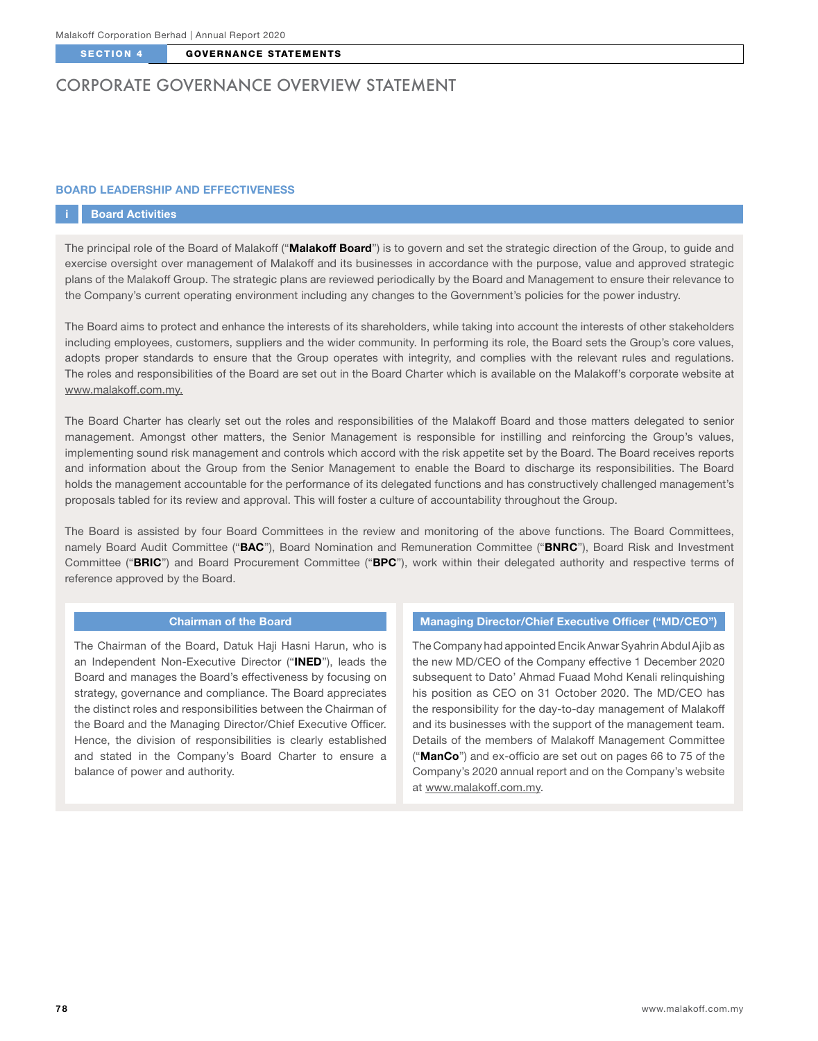# CORPORATE GOVERNANCE OVERVIEW STATEMENT

## BOARD LEADERSHIP AND EFFECTIVENESS

### i Board Activities

The principal role of the Board of Malakoff ("**Malakoff Board**") is to govern and set the strategic direction of the Group, to guide and exercise oversight over management of Malakoff and its businesses in accordance with the purpose, value and approved strategic plans of the Malakoff Group. The strategic plans are reviewed periodically by the Board and Management to ensure their relevance to the Company's current operating environment including any changes to the Government's policies for the power industry.

The Board aims to protect and enhance the interests of its shareholders, while taking into account the interests of other stakeholders including employees, customers, suppliers and the wider community. In performing its role, the Board sets the Group's core values, adopts proper standards to ensure that the Group operates with integrity, and complies with the relevant rules and regulations. The roles and responsibilities of the Board are set out in the Board Charter which is available on the Malakoff's corporate website at www.malakoff.com.my.

The Board Charter has clearly set out the roles and responsibilities of the Malakoff Board and those matters delegated to senior management. Amongst other matters, the Senior Management is responsible for instilling and reinforcing the Group's values, implementing sound risk management and controls which accord with the risk appetite set by the Board. The Board receives reports and information about the Group from the Senior Management to enable the Board to discharge its responsibilities. The Board holds the management accountable for the performance of its delegated functions and has constructively challenged management's proposals tabled for its review and approval. This will foster a culture of accountability throughout the Group.

The Board is assisted by four Board Committees in the review and monitoring of the above functions. The Board Committees, namely Board Audit Committee ("**BAC**"), Board Nomination and Remuneration Committee ("**BNRC**"), Board Risk and Investment Committee ("**BRIC**") and Board Procurement Committee ("**BPC**"), work within their delegated authority and respective terms of reference approved by the Board.

#### Chairman of the Board

The Chairman of the Board, Datuk Haji Hasni Harun, who is an Independent Non-Executive Director ("**INED**"), leads the Board and manages the Board's effectiveness by focusing on strategy, governance and compliance. The Board appreciates the distinct roles and responsibilities between the Chairman of the Board and the Managing Director/Chief Executive Officer. Hence, the division of responsibilities is clearly established and stated in the Company's Board Charter to ensure a balance of power and authority.

#### Managing Director/Chief Executive Officer ("MD/CEO")

The Company had appointed Encik Anwar Syahrin Abdul Ajib as the new MD/CEO of the Company effective 1 December 2020 subsequent to Dato' Ahmad Fuaad Mohd Kenali relinquishing his position as CEO on 31 October 2020. The MD/CEO has the responsibility for the day-to-day management of Malakoff and its businesses with the support of the management team. Details of the members of Malakoff Management Committee ("**ManCo**") and ex-officio are set out on pages 66 to 75 of the Company's 2020 annual report and on the Company's website at www.malakoff.com.my.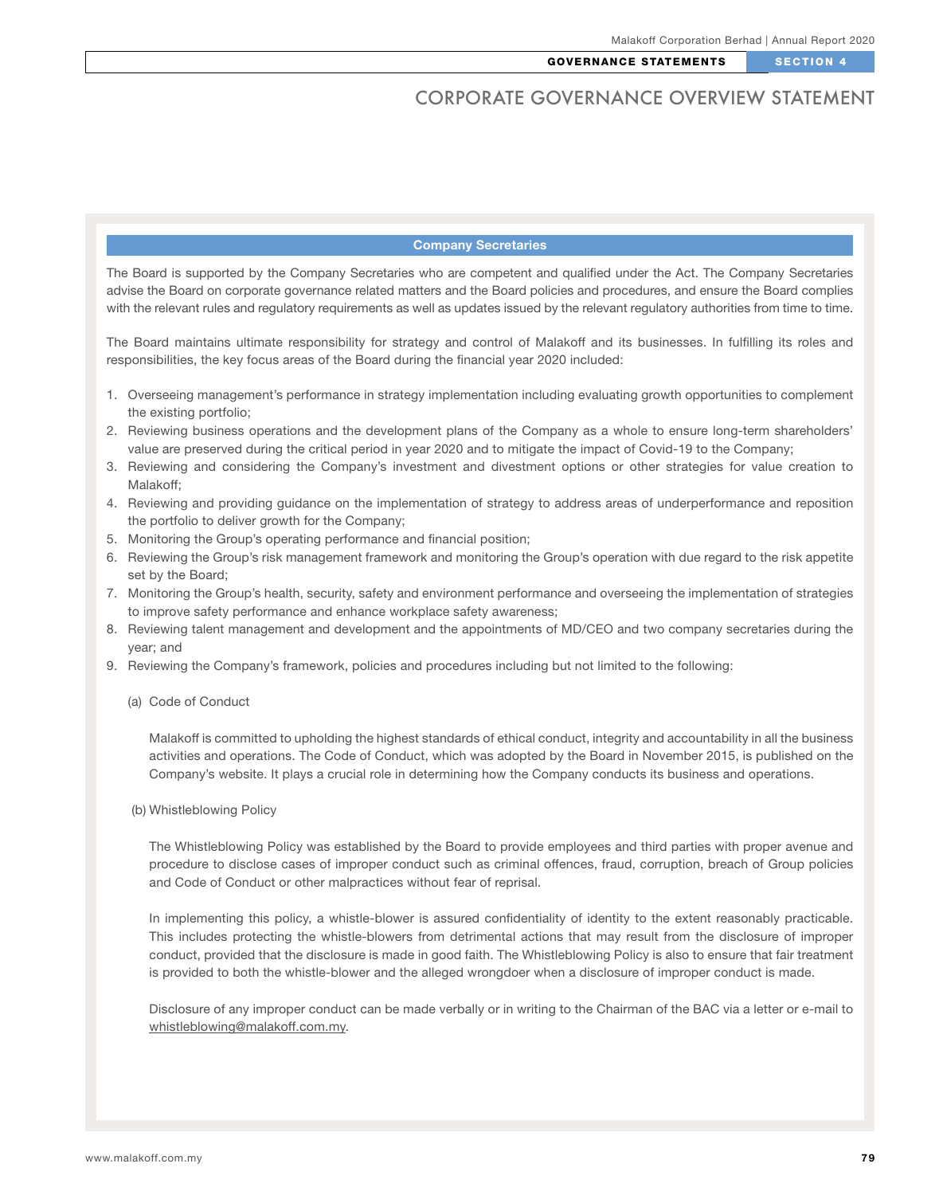# CORPORATE GOVERNANCE OVERVIEW STATEMENT

## Company Secretaries

The Board is supported by the Company Secretaries who are competent and qualified under the Act. The Company Secretaries advise the Board on corporate governance related matters and the Board policies and procedures, and ensure the Board complies with the relevant rules and regulatory requirements as well as updates issued by the relevant regulatory authorities from time to time.

The Board maintains ultimate responsibility for strategy and control of Malakoff and its businesses. In fulfilling its roles and responsibilities, the key focus areas of the Board during the financial year 2020 included:

1. Overseeing management's performance in strategy implementation including evaluating growth opportunities to complement the existing portfolio;
2. Reviewing business operations and the development plans of the Company as a whole to ensure long-term shareholders' value are preserved during the critical period in year 2020 and to mitigate the impact of Covid-19 to the Company;
3. Reviewing and considering the Company's investment and divestment options or other strategies for value creation to Malakoff;
4. Reviewing and providing guidance on the implementation of strategy to address areas of underperformance and reposition the portfolio to deliver growth for the Company;
5. Monitoring the Group's operating performance and financial position;
6. Reviewing the Group's risk management framework and monitoring the Group's operation with due regard to the risk appetite set by the Board;
7. Monitoring the Group's health, security, safety and environment performance and overseeing the implementation of strategies to improve safety performance and enhance workplace safety awareness;
8. Reviewing talent management and development and the appointments of MD/CEO and two company secretaries during the year; and
9. Reviewing the Company's framework, policies and procedures including but not limited to the following:

    (a) Code of Conduct

    Malakoff is committed to upholding the highest standards of ethical conduct, integrity and accountability in all the business activities and operations. The Code of Conduct, which was adopted by the Board in November 2015, is published on the Company's website. It plays a crucial role in determining how the Company conducts its business and operations.

    (b) Whistleblowing Policy

    The Whistleblowing Policy was established by the Board to provide employees and third parties with proper avenue and procedure to disclose cases of improper conduct such as criminal offences, fraud, corruption, breach of Group policies and Code of Conduct or other malpractices without fear of reprisal.

    In implementing this policy, a whistle-blower is assured confidentiality of identity to the extent reasonably practicable. This includes protecting the whistle-blowers from detrimental actions that may result from the disclosure of improper conduct, provided that the disclosure is made in good faith. The Whistleblowing Policy is also to ensure that fair treatment is provided to both the whistle-blower and the alleged wrongdoer when a disclosure of improper conduct is made.

    Disclosure of any improper conduct can be made verbally or in writing to the Chairman of the BAC via a letter or e-mail to whistleblowing@malakoff.com.my.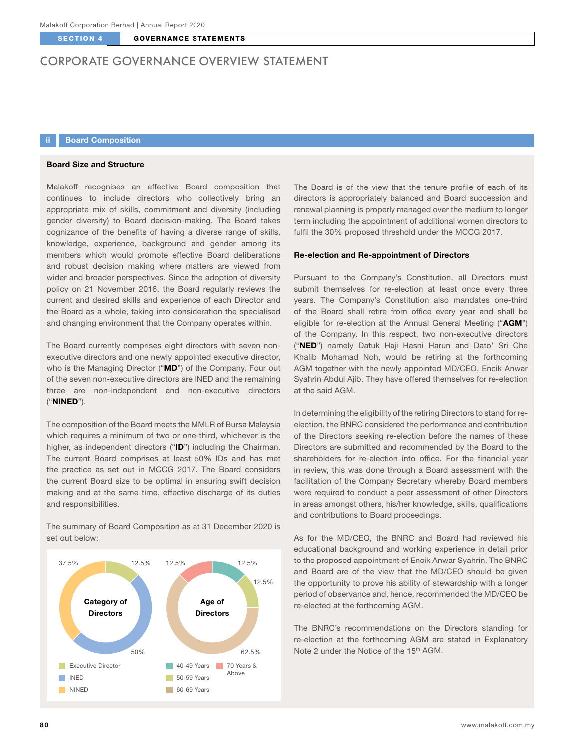# CORPORATE GOVERNANCE OVERVIEW STATEMENT

## ii Board Composition

### Board Size and Structure

Malakoff recognises an effective Board composition that continues to include directors who collectively bring an appropriate mix of skills, commitment and diversity (including gender diversity) to Board decision-making. The Board takes cognizance of the benefits of having a diverse range of skills, knowledge, experience, background and gender among its members which would promote effective Board deliberations and robust decision making where matters are viewed from wider and broader perspectives. Since the adoption of diversity policy on 21 November 2016, the Board regularly reviews the current and desired skills and experience of each Director and the Board as a whole, taking into consideration the specialised and changing environment that the Company operates within.

The Board currently comprises eight directors with seven non-executive directors and one newly appointed executive director, who is the Managing Director ("**MD**") of the Company. Four out of the seven non-executive directors are INED and the remaining three are non-independent and non-executive directors ("**NINED**").

The composition of the Board meets the MMLR of Bursa Malaysia which requires a minimum of two or one-third, whichever is the higher, as independent directors ("**ID**") including the Chairman. The current Board comprises at least 50% IDs and has met the practice as set out in MCCG 2017. The Board considers the current Board size to be optimal in ensuring swift decision making and at the same time, effective discharge of its duties and responsibilities.

The summary of Board Composition as at 31 December 2020 is set out below:

**Category of Directors**

| Category | % |
|---|---|
| Executive Director | 12.5% |
| INED | 50% |
| NINED | 37.5% |

**Age of Directors**

| Age | % |
|---|---|
| 40-49 Years | 12.5% |
| 50-59 Years | 12.5% |
| 60-69 Years | 62.5% |
| 70 Years & Above | 12.5% |

The Board is of the view that the tenure profile of each of its directors is appropriately balanced and Board succession and renewal planning is properly managed over the medium to longer term including the appointment of additional women directors to fulfil the 30% proposed threshold under the MCCG 2017.

### Re-election and Re-appointment of Directors

Pursuant to the Company's Constitution, all Directors must submit themselves for re-election at least once every three years. The Company's Constitution also mandates one-third of the Board shall retire from office every year and shall be eligible for re-election at the Annual General Meeting ("**AGM**") of the Company. In this respect, two non-executive directors ("**NED**") namely Datuk Haji Hasni Harun and Dato' Sri Che Khalib Mohamad Noh, would be retiring at the forthcoming AGM together with the newly appointed MD/CEO, Encik Anwar Syahrin Abdul Ajib. They have offered themselves for re-election at the said AGM.

In determining the eligibility of the retiring Directors to stand for re-election, the BNRC considered the performance and contribution of the Directors seeking re-election before the names of these Directors are submitted and recommended by the Board to the shareholders for re-election into office. For the financial year in review, this was done through a Board assessment with the facilitation of the Company Secretary whereby Board members were required to conduct a peer assessment of other Directors in areas amongst others, his/her knowledge, skills, qualifications and contributions to Board proceedings.

As for the MD/CEO, the BNRC and Board had reviewed his educational background and working experience in detail prior to the proposed appointment of Encik Anwar Syahrin. The BNRC and Board are of the view that the MD/CEO should be given the opportunity to prove his ability of stewardship with a longer period of observance and, hence, recommended the MD/CEO be re-elected at the forthcoming AGM.

The BNRC's recommendations on the Directors standing for re-election at the forthcoming AGM are stated in Explanatory Note 2 under the Notice of the 15th AGM.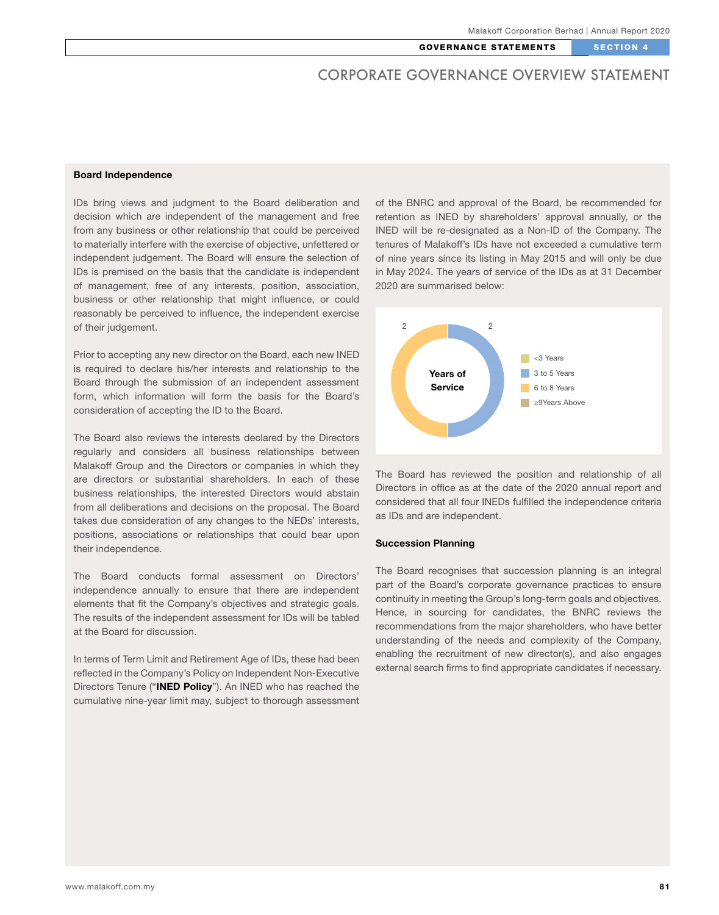# CORPORATE GOVERNANCE OVERVIEW STATEMENT

**Board Independence**

IDs bring views and judgment to the Board deliberation and decision which are independent of the management and free from any business or other relationship that could be perceived to materially interfere with the exercise of objective, unfettered or independent judgement. The Board will ensure the selection of IDs is premised on the basis that the candidate is independent of management, free of any interests, position, association, business or other relationship that might influence, or could reasonably be perceived to influence, the independent exercise of their judgement.

Prior to accepting any new director on the Board, each new INED is required to declare his/her interests and relationship to the Board through the submission of an independent assessment form, which information will form the basis for the Board's consideration of accepting the ID to the Board.

The Board also reviews the interests declared by the Directors regularly and considers all business relationships between Malakoff Group and the Directors or companies in which they are directors or substantial shareholders. In each of these business relationships, the interested Directors would abstain from all deliberations and decisions on the proposal. The Board takes due consideration of any changes to the NEDs' interests, positions, associations or relationships that could bear upon their independence.

The Board conducts formal assessment on Directors' independence annually to ensure that there are independent elements that fit the Company's objectives and strategic goals. The results of the independent assessment for IDs will be tabled at the Board for discussion.

In terms of Term Limit and Retirement Age of IDs, these had been reflected in the Company's Policy on Independent Non-Executive Directors Tenure ("**INED Policy**"). An INED who has reached the cumulative nine-year limit may, subject to thorough assessment of the BNRC and approval of the Board, be recommended for retention as INED by shareholders' approval annually, or the INED will be re-designated as a Non-ID of the Company. The tenures of Malakoff's IDs have not exceeded a cumulative term of nine years since its listing in May 2015 and will only be due in May 2024. The years of service of the IDs as at 31 December 2020 are summarised below:

**Years of Service**

| Years of Service | Number of IDs |
|---|---|
| <3 Years | – |
| 3 to 5 Years | 2 |
| 6 to 8 Years | 2 |
| ≥9Years Above | – |

The Board has reviewed the position and relationship of all Directors in office as at the date of the 2020 annual report and considered that all four INEDs fulfilled the independence criteria as IDs and are independent.

**Succession Planning**

The Board recognises that succession planning is an integral part of the Board's corporate governance practices to ensure continuity in meeting the Group's long-term goals and objectives. Hence, in sourcing for candidates, the BNRC reviews the recommendations from the major shareholders, who have better understanding of the needs and complexity of the Company, enabling the recruitment of new director(s), and also engages external search firms to find appropriate candidates if necessary.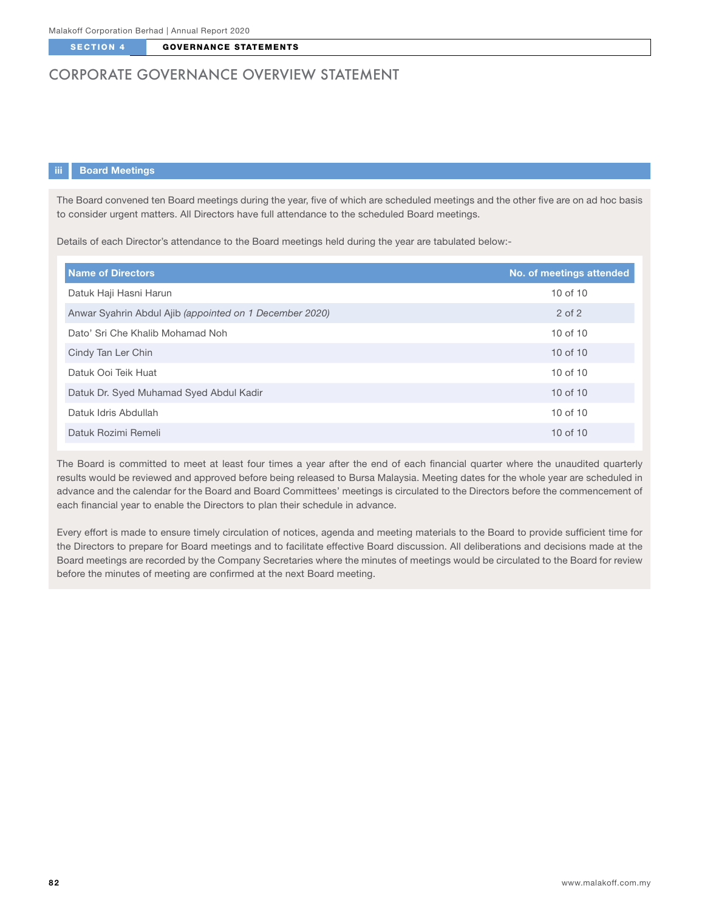# CORPORATE GOVERNANCE OVERVIEW STATEMENT

### iii Board Meetings

The Board convened ten Board meetings during the year, five of which are scheduled meetings and the other five are on ad hoc basis to consider urgent matters. All Directors have full attendance to the scheduled Board meetings.

Details of each Director's attendance to the Board meetings held during the year are tabulated below:-

| Name of Directors | No. of meetings attended |
|---|---|
| Datuk Haji Hasni Harun | 10 of 10 |
| Anwar Syahrin Abdul Ajib *(appointed on 1 December 2020)* | 2 of 2 |
| Dato' Sri Che Khalib Mohamad Noh | 10 of 10 |
| Cindy Tan Ler Chin | 10 of 10 |
| Datuk Ooi Teik Huat | 10 of 10 |
| Datuk Dr. Syed Muhamad Syed Abdul Kadir | 10 of 10 |
| Datuk Idris Abdullah | 10 of 10 |
| Datuk Rozimi Remeli | 10 of 10 |

The Board is committed to meet at least four times a year after the end of each financial quarter where the unaudited quarterly results would be reviewed and approved before being released to Bursa Malaysia. Meeting dates for the whole year are scheduled in advance and the calendar for the Board and Board Committees' meetings is circulated to the Directors before the commencement of each financial year to enable the Directors to plan their schedule in advance.

Every effort is made to ensure timely circulation of notices, agenda and meeting materials to the Board to provide sufficient time for the Directors to prepare for Board meetings and to facilitate effective Board discussion. All deliberations and decisions made at the Board meetings are recorded by the Company Secretaries where the minutes of meetings would be circulated to the Board for review before the minutes of meeting are confirmed at the next Board meeting.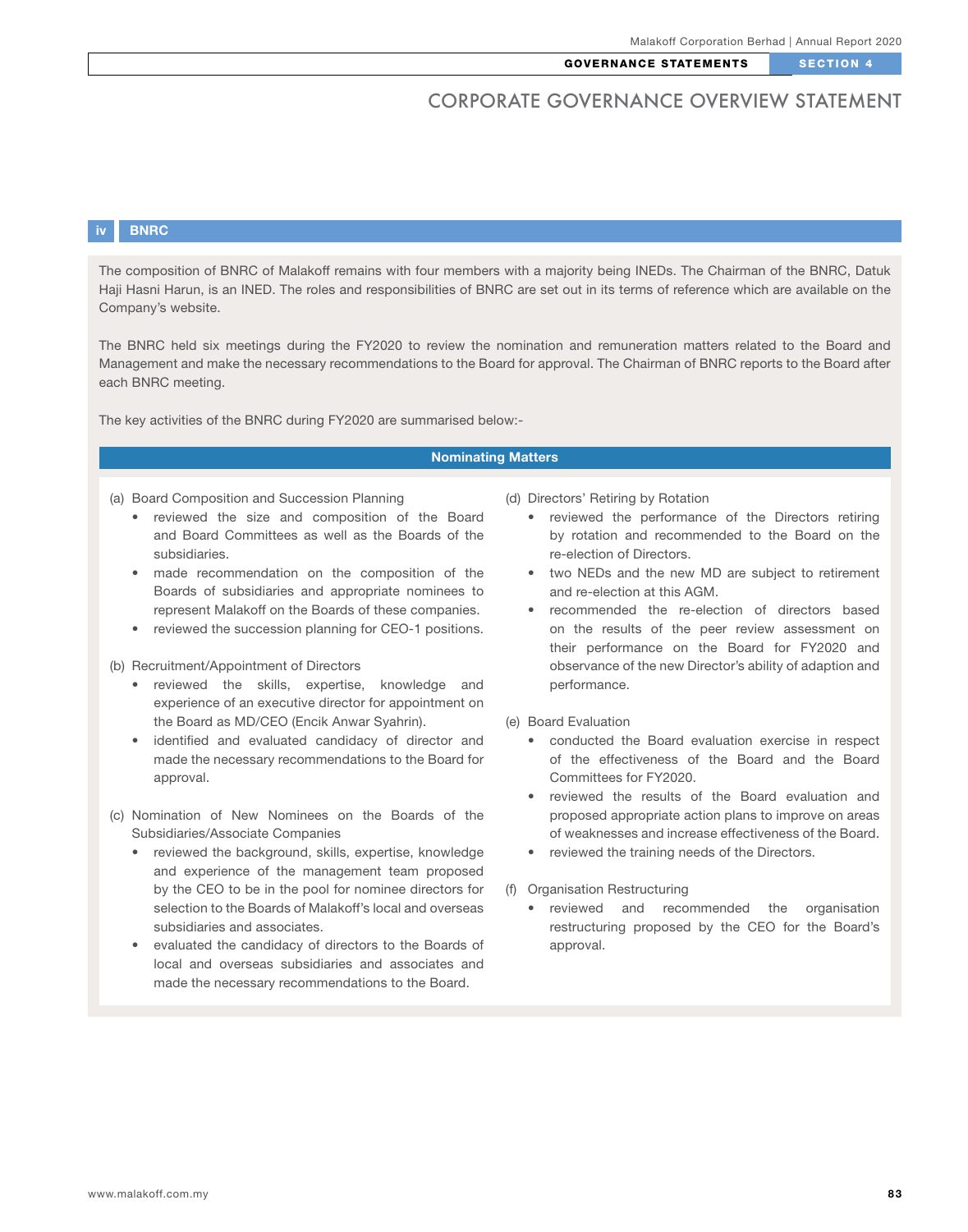# CORPORATE GOVERNANCE OVERVIEW STATEMENT

## iv BNRC

The composition of BNRC of Malakoff remains with four members with a majority being INEDs. The Chairman of the BNRC, Datuk Haji Hasni Harun, is an INED. The roles and responsibilities of BNRC are set out in its terms of reference which are available on the Company's website.

The BNRC held six meetings during the FY2020 to review the nomination and remuneration matters related to the Board and Management and make the necessary recommendations to the Board for approval. The Chairman of BNRC reports to the Board after each BNRC meeting.

The key activities of the BNRC during FY2020 are summarised below:-

### Nominating Matters

(a) Board Composition and Succession Planning

- reviewed the size and composition of the Board and Board Committees as well as the Boards of the subsidiaries.
- made recommendation on the composition of the Boards of subsidiaries and appropriate nominees to represent Malakoff on the Boards of these companies.
- reviewed the succession planning for CEO-1 positions.

(b) Recruitment/Appointment of Directors

- reviewed the skills, expertise, knowledge and experience of an executive director for appointment on the Board as MD/CEO (Encik Anwar Syahrin).
- identified and evaluated candidacy of director and made the necessary recommendations to the Board for approval.

(c) Nomination of New Nominees on the Boards of the Subsidiaries/Associate Companies

- reviewed the background, skills, expertise, knowledge and experience of the management team proposed by the CEO to be in the pool for nominee directors for selection to the Boards of Malakoff's local and overseas subsidiaries and associates.
- evaluated the candidacy of directors to the Boards of local and overseas subsidiaries and associates and made the necessary recommendations to the Board.

(d) Directors' Retiring by Rotation

- reviewed the performance of the Directors retiring by rotation and recommended to the Board on the re-election of Directors.
- two NEDs and the new MD are subject to retirement and re-election at this AGM.
- recommended the re-election of directors based on the results of the peer review assessment on their performance on the Board for FY2020 and observance of the new Director's ability of adaption and performance.

(e) Board Evaluation

- conducted the Board evaluation exercise in respect of the effectiveness of the Board and the Board Committees for FY2020.
- reviewed the results of the Board evaluation and proposed appropriate action plans to improve on areas of weaknesses and increase effectiveness of the Board.
- reviewed the training needs of the Directors.

(f) Organisation Restructuring

- reviewed and recommended the organisation restructuring proposed by the CEO for the Board's approval.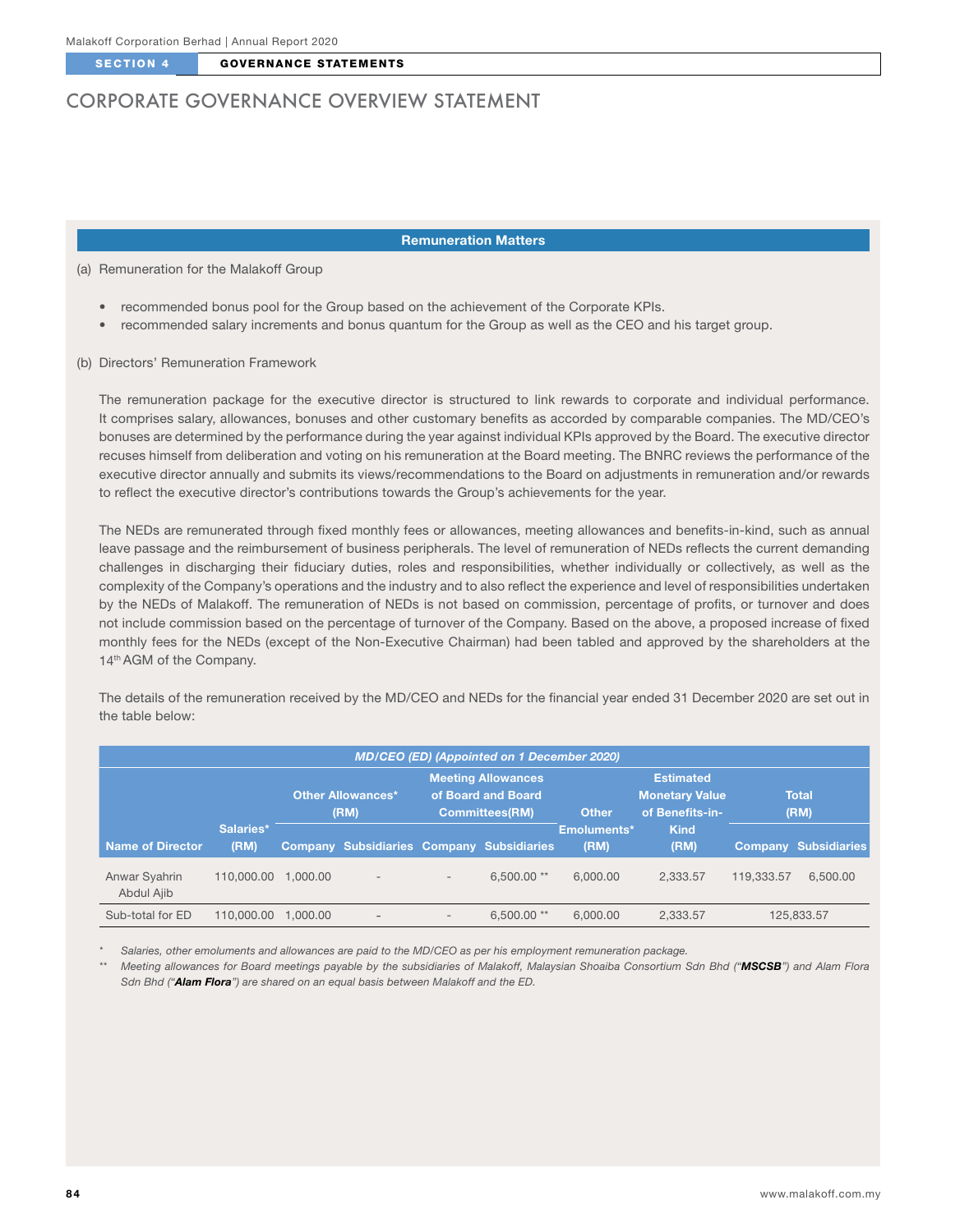# CORPORATE GOVERNANCE OVERVIEW STATEMENT

## Remuneration Matters

(a) Remuneration for the Malakoff Group

- recommended bonus pool for the Group based on the achievement of the Corporate KPIs.
- recommended salary increments and bonus quantum for the Group as well as the CEO and his target group.

(b) Directors' Remuneration Framework

The remuneration package for the executive director is structured to link rewards to corporate and individual performance. It comprises salary, allowances, bonuses and other customary benefits as accorded by comparable companies. The MD/CEO's bonuses are determined by the performance during the year against individual KPIs approved by the Board. The executive director recuses himself from deliberation and voting on his remuneration at the Board meeting. The BNRC reviews the performance of the executive director annually and submits its views/recommendations to the Board on adjustments in remuneration and/or rewards to reflect the executive director's contributions towards the Group's achievements for the year.

The NEDs are remunerated through fixed monthly fees or allowances, meeting allowances and benefits-in-kind, such as annual leave passage and the reimbursement of business peripherals. The level of remuneration of NEDs reflects the current demanding challenges in discharging their fiduciary duties, roles and responsibilities, whether individually or collectively, as well as the complexity of the Company's operations and the industry and to also reflect the experience and level of responsibilities undertaken by the NEDs of Malakoff. The remuneration of NEDs is not based on commission, percentage of profits, or turnover and does not include commission based on the percentage of turnover of the Company. Based on the above, a proposed increase of fixed monthly fees for the NEDs (except of the Non-Executive Chairman) had been tabled and approved by the shareholders at the 14th AGM of the Company.

The details of the remuneration received by the MD/CEO and NEDs for the financial year ended 31 December 2020 are set out in the table below:

| *MD/CEO (ED) (Appointed on 1 December 2020)* | | | | | | | | | |
|---|---|---|---|---|---|---|---|---|---|
| Name of Director | Salaries* (RM) | Other Allowances* (RM) | | Meeting Allowances of Board and Board Committees(RM) | | Other Emoluments* (RM) | Estimated Monetary Value of Benefits-in-Kind (RM) | Total (RM) | |
| | | Company | Subsidiaries | Company | Subsidiaries | | | Company | Subsidiaries |
| Anwar Syahrin Abdul Ajib | 110,000.00 | 1,000.00 | - | - | 6,500.00 ** | 6,000.00 | 2,333.57 | 119,333.57 | 6,500.00 |
| Sub-total for ED | 110,000.00 | 1,000.00 | - | - | 6,500.00 ** | 6,000.00 | 2,333.57 | 125,833.57 | |

\* *Salaries, other emoluments and allowances are paid to the MD/CEO as per his employment remuneration package.*

\*\* *Meeting allowances for Board meetings payable by the subsidiaries of Malakoff, Malaysian Shoaiba Consortium Sdn Bhd ("**MSCSB**") and Alam Flora Sdn Bhd ("**Alam Flora**") are shared on an equal basis between Malakoff and the ED.*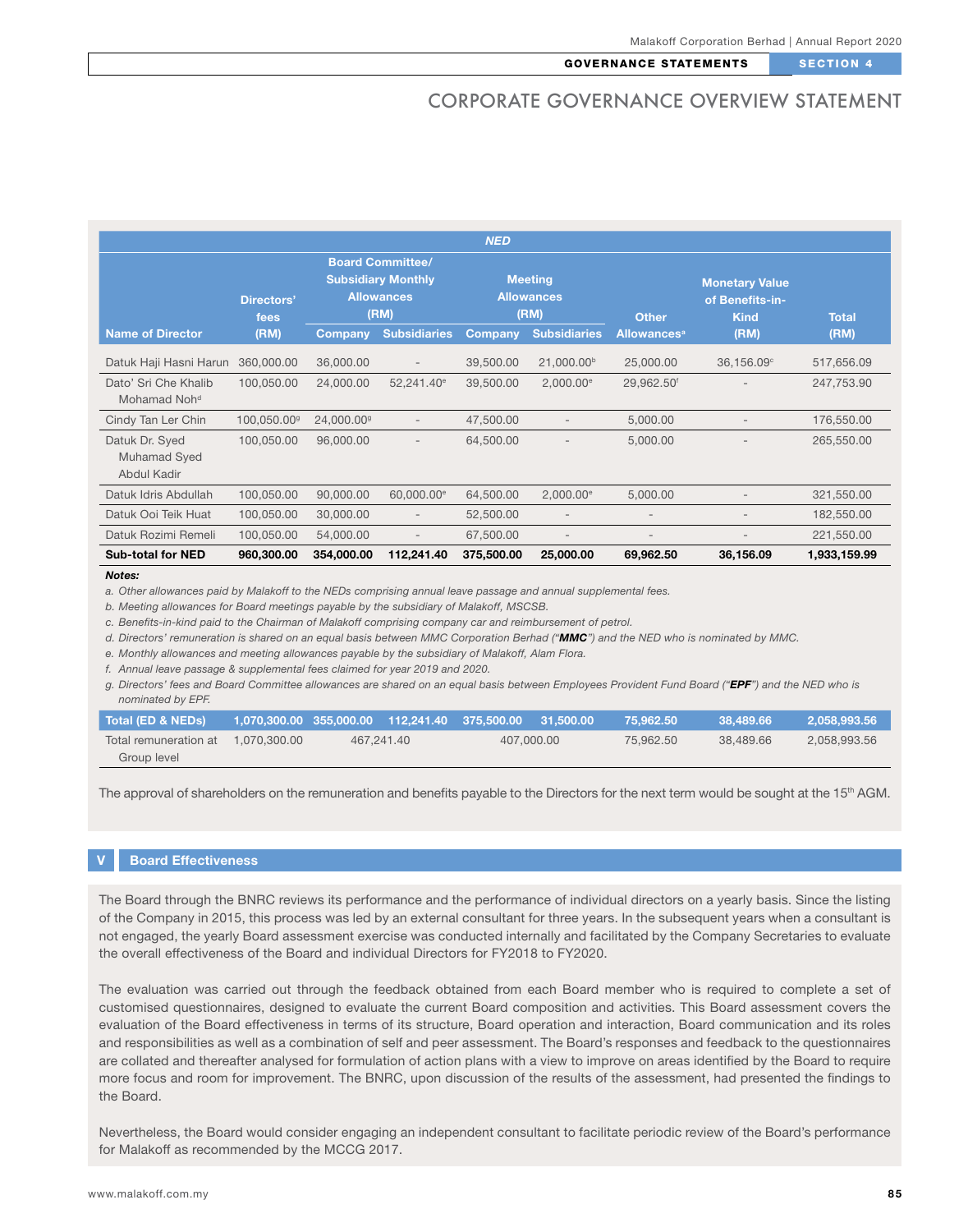# CORPORATE GOVERNANCE OVERVIEW STATEMENT

| | NED | | | | | | | |
|---|---|---|---|---|---|---|---|---|
| **Name of Director** | **Directors' fees (RM)** | **Board Committee/ Subsidiary Monthly Allowances (RM)** | | **Meeting Allowances (RM)** | | **Other Allowances[a]** | **Monetary Value of Benefits-in-Kind (RM)** | **Total (RM)** |
| | | **Company** | **Subsidiaries** | **Company** | **Subsidiaries** | | | |
| Datuk Haji Hasni Harun | 360,000.00 | 36,000.00 | - | 39,500.00 | 21,000.00[b] | 25,000.00 | 36,156.09[c] | 517,656.09 |
| Dato' Sri Che Khalib Mohamad Noh[d] | 100,050.00 | 24,000.00 | 52,241.40[e] | 39,500.00 | 2,000.00[e] | 29,962.50[f] | - | 247,753.90 |
| Cindy Tan Ler Chin | 100,050.00[g] | 24,000.00[g] | - | 47,500.00 | - | 5,000.00 | - | 176,550.00 |
| Datuk Dr. Syed Muhamad Syed Abdul Kadir | 100,050.00 | 96,000.00 | - | 64,500.00 | - | 5,000.00 | - | 265,550.00 |
| Datuk Idris Abdullah | 100,050.00 | 90,000.00 | 60,000.00[e] | 64,500.00 | 2,000.00[e] | 5,000.00 | - | 321,550.00 |
| Datuk Ooi Teik Huat | 100,050.00 | 30,000.00 | - | 52,500.00 | - | - | - | 182,550.00 |
| Datuk Rozimi Remeli | 100,050.00 | 54,000.00 | - | 67,500.00 | - | - | - | 221,550.00 |
| **Sub-total for NED** | **960,300.00** | **354,000.00** | **112,241.40** | **375,500.00** | **25,000.00** | **69,962.50** | **36,156.09** | **1,933,159.99** |

***Notes:***

*a. Other allowances paid by Malakoff to the NEDs comprising annual leave passage and annual supplemental fees.*
*b. Meeting allowances for Board meetings payable by the subsidiary of Malakoff, MSCSB.*
*c. Benefits-in-kind paid to the Chairman of Malakoff comprising company car and reimbursement of petrol.*
*d. Directors' remuneration is shared on an equal basis between MMC Corporation Berhad ("**MMC**") and the NED who is nominated by MMC.*
*e. Monthly allowances and meeting allowances payable by the subsidiary of Malakoff, Alam Flora.*
*f. Annual leave passage & supplemental fees claimed for year 2019 and 2020.*
*g. Directors' fees and Board Committee allowances are shared on an equal basis between Employees Provident Fund Board ("**EPF**") and the NED who is nominated by EPF.*

| | | | | | | | | |
|---|---|---|---|---|---|---|---|---|
| **Total (ED & NEDs)** | **1,070,300.00** | **355,000.00** | **112,241.40** | **375,500.00** | **31,500.00** | **75,962.50** | **38,489.66** | **2,058,993.56** |
| Total remuneration at Group level | 1,070,300.00 | 467,241.40 | | 407,000.00 | | 75,962.50 | 38,489.66 | 2,058,993.56 |

The approval of shareholders on the remuneration and benefits payable to the Directors for the next term would be sought at the 15th AGM.

## V Board Effectiveness

The Board through the BNRC reviews its performance and the performance of individual directors on a yearly basis. Since the listing of the Company in 2015, this process was led by an external consultant for three years. In the subsequent years when a consultant is not engaged, the yearly Board assessment exercise was conducted internally and facilitated by the Company Secretaries to evaluate the overall effectiveness of the Board and individual Directors for FY2018 to FY2020.

The evaluation was carried out through the feedback obtained from each Board member who is required to complete a set of customised questionnaires, designed to evaluate the current Board composition and activities. This Board assessment covers the evaluation of the Board effectiveness in terms of its structure, Board operation and interaction, Board communication and its roles and responsibilities as well as a combination of self and peer assessment. The Board's responses and feedback to the questionnaires are collated and thereafter analysed for formulation of action plans with a view to improve on areas identified by the Board to require more focus and room for improvement. The BNRC, upon discussion of the results of the assessment, had presented the findings to the Board.

Nevertheless, the Board would consider engaging an independent consultant to facilitate periodic review of the Board's performance for Malakoff as recommended by the MCCG 2017.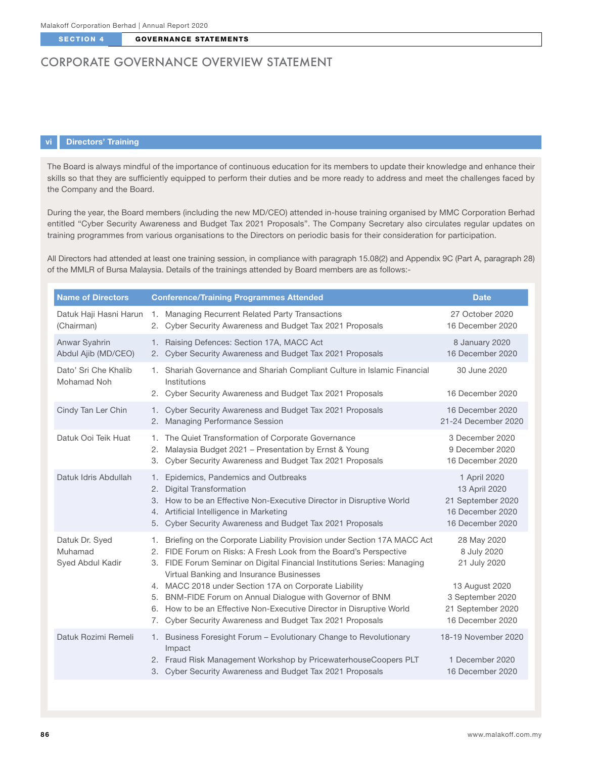# CORPORATE GOVERNANCE OVERVIEW STATEMENT

## vi Directors' Training

The Board is always mindful of the importance of continuous education for its members to update their knowledge and enhance their skills so that they are sufficiently equipped to perform their duties and be more ready to address and meet the challenges faced by the Company and the Board.

During the year, the Board members (including the new MD/CEO) attended in-house training organised by MMC Corporation Berhad entitled "Cyber Security Awareness and Budget Tax 2021 Proposals". The Company Secretary also circulates regular updates on training programmes from various organisations to the Directors on periodic basis for their consideration for participation.

All Directors had attended at least one training session, in compliance with paragraph 15.08(2) and Appendix 9C (Part A, paragraph 28) of the MMLR of Bursa Malaysia. Details of the trainings attended by Board members are as follows:-

| Name of Directors | Conference/Training Programmes Attended | Date |
|---|---|---|
| Datuk Haji Hasni Harun (Chairman) | 1. Managing Recurrent Related Party Transactions<br>2. Cyber Security Awareness and Budget Tax 2021 Proposals | 27 October 2020<br>16 December 2020 |
| Anwar Syahrin Abdul Ajib (MD/CEO) | 1. Raising Defences: Section 17A, MACC Act<br>2. Cyber Security Awareness and Budget Tax 2021 Proposals | 8 January 2020<br>16 December 2020 |
| Dato' Sri Che Khalib Mohamad Noh | 1. Shariah Governance and Shariah Compliant Culture in Islamic Financial Institutions<br>2. Cyber Security Awareness and Budget Tax 2021 Proposals | 30 June 2020<br>16 December 2020 |
| Cindy Tan Ler Chin | 1. Cyber Security Awareness and Budget Tax 2021 Proposals<br>2. Managing Performance Session | 16 December 2020<br>21-24 December 2020 |
| Datuk Ooi Teik Huat | 1. The Quiet Transformation of Corporate Governance<br>2. Malaysia Budget 2021 – Presentation by Ernst & Young<br>3. Cyber Security Awareness and Budget Tax 2021 Proposals | 3 December 2020<br>9 December 2020<br>16 December 2020 |
| Datuk Idris Abdullah | 1. Epidemics, Pandemics and Outbreaks<br>2. Digital Transformation<br>3. How to be an Effective Non-Executive Director in Disruptive World<br>4. Artificial Intelligence in Marketing<br>5. Cyber Security Awareness and Budget Tax 2021 Proposals | 1 April 2020<br>13 April 2020<br>21 September 2020<br>16 December 2020<br>16 December 2020 |
| Datuk Dr. Syed Muhamad Syed Abdul Kadir | 1. Briefing on the Corporate Liability Provision under Section 17A MACC Act<br>2. FIDE Forum on Risks: A Fresh Look from the Board's Perspective<br>3. FIDE Forum Seminar on Digital Financial Institutions Series: Managing Virtual Banking and Insurance Businesses<br>4. MACC 2018 under Section 17A on Corporate Liability<br>5. BNM-FIDE Forum on Annual Dialogue with Governor of BNM<br>6. How to be an Effective Non-Executive Director in Disruptive World<br>7. Cyber Security Awareness and Budget Tax 2021 Proposals | 28 May 2020<br>8 July 2020<br>21 July 2020<br>13 August 2020<br>3 September 2020<br>21 September 2020<br>16 December 2020 |
| Datuk Rozimi Remeli | 1. Business Foresight Forum – Evolutionary Change to Revolutionary Impact<br>2. Fraud Risk Management Workshop by PricewaterhouseCoopers PLT<br>3. Cyber Security Awareness and Budget Tax 2021 Proposals | 18-19 November 2020<br>1 December 2020<br>16 December 2020 |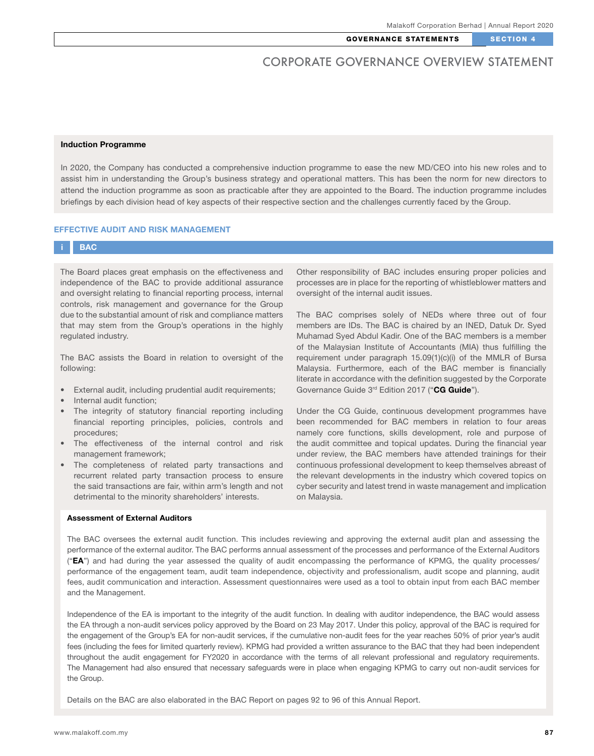# CORPORATE GOVERNANCE OVERVIEW STATEMENT

### Induction Programme

In 2020, the Company has conducted a comprehensive induction programme to ease the new MD/CEO into his new roles and to assist him in understanding the Group's business strategy and operational matters. This has been the norm for new directors to attend the induction programme as soon as practicable after they are appointed to the Board. The induction programme includes briefings by each division head of key aspects of their respective section and the challenges currently faced by the Group.

## EFFECTIVE AUDIT AND RISK MANAGEMENT

### i BAC

The Board places great emphasis on the effectiveness and independence of the BAC to provide additional assurance and oversight relating to financial reporting process, internal controls, risk management and governance for the Group due to the substantial amount of risk and compliance matters that may stem from the Group's operations in the highly regulated industry.

The BAC assists the Board in relation to oversight of the following:

- External audit, including prudential audit requirements;
- Internal audit function;
- The integrity of statutory financial reporting including financial reporting principles, policies, controls and procedures;
- The effectiveness of the internal control and risk management framework;
- The completeness of related party transactions and recurrent related party transaction process to ensure the said transactions are fair, within arm's length and not detrimental to the minority shareholders' interests.

Other responsibility of BAC includes ensuring proper policies and processes are in place for the reporting of whistleblower matters and oversight of the internal audit issues.

The BAC comprises solely of NEDs where three out of four members are IDs. The BAC is chaired by an INED, Datuk Dr. Syed Muhamad Syed Abdul Kadir. One of the BAC members is a member of the Malaysian Institute of Accountants (MIA) thus fulfilling the requirement under paragraph 15.09(1)(c)(i) of the MMLR of Bursa Malaysia. Furthermore, each of the BAC member is financially literate in accordance with the definition suggested by the Corporate Governance Guide 3rd Edition 2017 ("**CG Guide**").

Under the CG Guide, continuous development programmes have been recommended for BAC members in relation to four areas namely core functions, skills development, role and purpose of the audit committee and topical updates. During the financial year under review, the BAC members have attended trainings for their continuous professional development to keep themselves abreast of the relevant developments in the industry which covered topics on cyber security and latest trend in waste management and implication on Malaysia.

### Assessment of External Auditors

The BAC oversees the external audit function. This includes reviewing and approving the external audit plan and assessing the performance of the external auditor. The BAC performs annual assessment of the processes and performance of the External Auditors ("**EA**") and had during the year assessed the quality of audit encompassing the performance of KPMG, the quality processes/ performance of the engagement team, audit team independence, objectivity and professionalism, audit scope and planning, audit fees, audit communication and interaction. Assessment questionnaires were used as a tool to obtain input from each BAC member and the Management.

Independence of the EA is important to the integrity of the audit function. In dealing with auditor independence, the BAC would assess the EA through a non-audit services policy approved by the Board on 23 May 2017. Under this policy, approval of the BAC is required for the engagement of the Group's EA for non-audit services, if the cumulative non-audit fees for the year reaches 50% of prior year's audit fees (including the fees for limited quarterly review). KPMG had provided a written assurance to the BAC that they had been independent throughout the audit engagement for FY2020 in accordance with the terms of all relevant professional and regulatory requirements. The Management had also ensured that necessary safeguards were in place when engaging KPMG to carry out non-audit services for the Group.

Details on the BAC are also elaborated in the BAC Report on pages 92 to 96 of this Annual Report.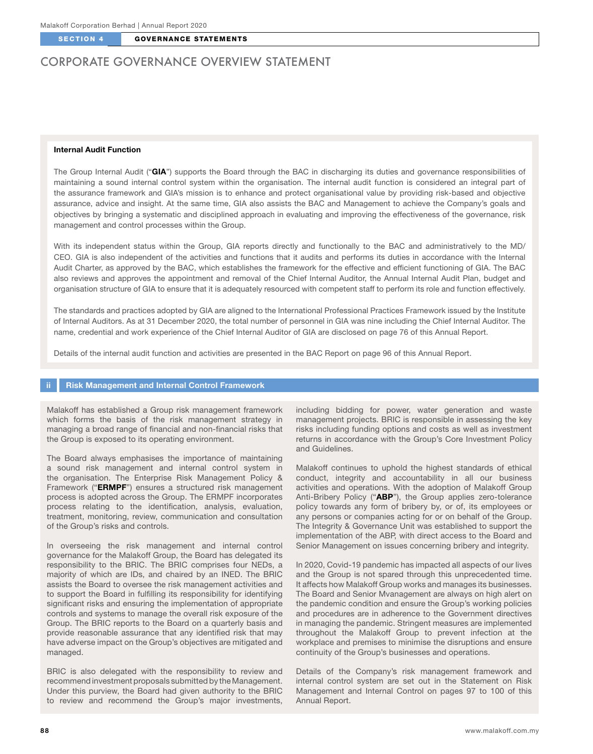# CORPORATE GOVERNANCE OVERVIEW STATEMENT

**Internal Audit Function**

The Group Internal Audit ("**GIA**") supports the Board through the BAC in discharging its duties and governance responsibilities of maintaining a sound internal control system within the organisation. The internal audit function is considered an integral part of the assurance framework and GIA's mission is to enhance and protect organisational value by providing risk-based and objective assurance, advice and insight. At the same time, GIA also assists the BAC and Management to achieve the Company's goals and objectives by bringing a systematic and disciplined approach in evaluating and improving the effectiveness of the governance, risk management and control processes within the Group.

With its independent status within the Group, GIA reports directly and functionally to the BAC and administratively to the MD/CEO. GIA is also independent of the activities and functions that it audits and performs its duties in accordance with the Internal Audit Charter, as approved by the BAC, which establishes the framework for the effective and efficient functioning of GIA. The BAC also reviews and approves the appointment and removal of the Chief Internal Auditor, the Annual Internal Audit Plan, budget and organisation structure of GIA to ensure that it is adequately resourced with competent staff to perform its role and function effectively.

The standards and practices adopted by GIA are aligned to the International Professional Practices Framework issued by the Institute of Internal Auditors. As at 31 December 2020, the total number of personnel in GIA was nine including the Chief Internal Auditor. The name, credential and work experience of the Chief Internal Auditor of GIA are disclosed on page 76 of this Annual Report.

Details of the internal audit function and activities are presented in the BAC Report on page 96 of this Annual Report.

## ii Risk Management and Internal Control Framework

Malakoff has established a Group risk management framework which forms the basis of the risk management strategy in managing a broad range of financial and non-financial risks that the Group is exposed to its operating environment.

The Board always emphasises the importance of maintaining a sound risk management and internal control system in the organisation. The Enterprise Risk Management Policy & Framework ("**ERMPF**") ensures a structured risk management process is adopted across the Group. The ERMPF incorporates process relating to the identification, analysis, evaluation, treatment, monitoring, review, communication and consultation of the Group's risks and controls.

In overseeing the risk management and internal control governance for the Malakoff Group, the Board has delegated its responsibility to the BRIC. The BRIC comprises four NEDs, a majority of which are IDs, and chaired by an INED. The BRIC assists the Board to oversee the risk management activities and to support the Board in fulfilling its responsibility for identifying significant risks and ensuring the implementation of appropriate controls and systems to manage the overall risk exposure of the Group. The BRIC reports to the Board on a quarterly basis and provide reasonable assurance that any identified risk that may have adverse impact on the Group's objectives are mitigated and managed.

BRIC is also delegated with the responsibility to review and recommend investment proposals submitted by the Management. Under this purview, the Board had given authority to the BRIC to review and recommend the Group's major investments, including bidding for power, water generation and waste management projects. BRIC is responsible in assessing the key risks including funding options and costs as well as investment returns in accordance with the Group's Core Investment Policy and Guidelines.

Malakoff continues to uphold the highest standards of ethical conduct, integrity and accountability in all our business activities and operations. With the adoption of Malakoff Group Anti-Bribery Policy ("**ABP**"), the Group applies zero-tolerance policy towards any form of bribery by, or of, its employees or any persons or companies acting for or on behalf of the Group. The Integrity & Governance Unit was established to support the implementation of the ABP, with direct access to the Board and Senior Management on issues concerning bribery and integrity.

In 2020, Covid-19 pandemic has impacted all aspects of our lives and the Group is not spared through this unprecedented time. It affects how Malakoff Group works and manages its businesses. The Board and Senior Mvanagement are always on high alert on the pandemic condition and ensure the Group's working policies and procedures are in adherence to the Government directives in managing the pandemic. Stringent measures are implemented throughout the Malakoff Group to prevent infection at the workplace and premises to minimise the disruptions and ensure continuity of the Group's businesses and operations.

Details of the Company's risk management framework and internal control system are set out in the Statement on Risk Management and Internal Control on pages 97 to 100 of this Annual Report.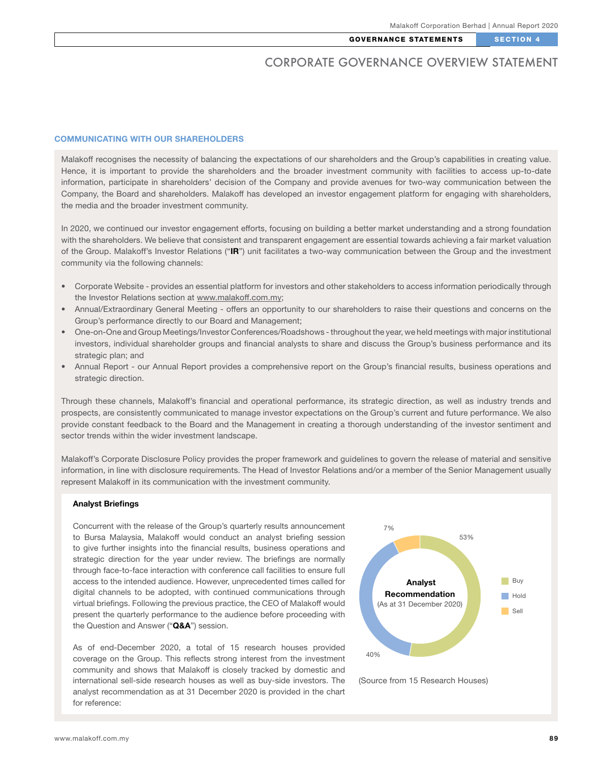# CORPORATE GOVERNANCE OVERVIEW STATEMENT

## COMMUNICATING WITH OUR SHAREHOLDERS

Malakoff recognises the necessity of balancing the expectations of our shareholders and the Group's capabilities in creating value. Hence, it is important to provide the shareholders and the broader investment community with facilities to access up-to-date information, participate in shareholders' decision of the Company and provide avenues for two-way communication between the Company, the Board and shareholders. Malakoff has developed an investor engagement platform for engaging with shareholders, the media and the broader investment community.

In 2020, we continued our investor engagement efforts, focusing on building a better market understanding and a strong foundation with the shareholders. We believe that consistent and transparent engagement are essential towards achieving a fair market valuation of the Group. Malakoff's Investor Relations ("**IR**") unit facilitates a two-way communication between the Group and the investment community via the following channels:

- Corporate Website - provides an essential platform for investors and other stakeholders to access information periodically through the Investor Relations section at www.malakoff.com.my;
- Annual/Extraordinary General Meeting - offers an opportunity to our shareholders to raise their questions and concerns on the Group's performance directly to our Board and Management;
- One-on-One and Group Meetings/Investor Conferences/Roadshows - throughout the year, we held meetings with major institutional investors, individual shareholder groups and financial analysts to share and discuss the Group's business performance and its strategic plan; and
- Annual Report - our Annual Report provides a comprehensive report on the Group's financial results, business operations and strategic direction.

Through these channels, Malakoff's financial and operational performance, its strategic direction, as well as industry trends and prospects, are consistently communicated to manage investor expectations on the Group's current and future performance. We also provide constant feedback to the Board and the Management in creating a thorough understanding of the investor sentiment and sector trends within the wider investment landscape.

Malakoff's Corporate Disclosure Policy provides the proper framework and guidelines to govern the release of material and sensitive information, in line with disclosure requirements. The Head of Investor Relations and/or a member of the Senior Management usually represent Malakoff in its communication with the investment community.

### Analyst Briefings

Concurrent with the release of the Group's quarterly results announcement to Bursa Malaysia, Malakoff would conduct an analyst briefing session to give further insights into the financial results, business operations and strategic direction for the year under review. The briefings are normally through face-to-face interaction with conference call facilities to ensure full access to the intended audience. However, unprecedented times called for digital channels to be adopted, with continued communications through virtual briefings. Following the previous practice, the CEO of Malakoff would present the quarterly performance to the audience before proceeding with the Question and Answer ("**Q&A**") session.

As of end-December 2020, a total of 15 research houses provided coverage on the Group. This reflects strong interest from the investment community and shows that Malakoff is closely tracked by domestic and international sell-side research houses as well as buy-side investors. The analyst recommendation as at 31 December 2020 is provided in the chart for reference:

**Analyst Recommendation** (As at 31 December 2020)

| Recommendation | Percentage |
|---|---|
| Buy | 53% |
| Hold | 40% |
| Sell | 7% |

(Source from 15 Research Houses)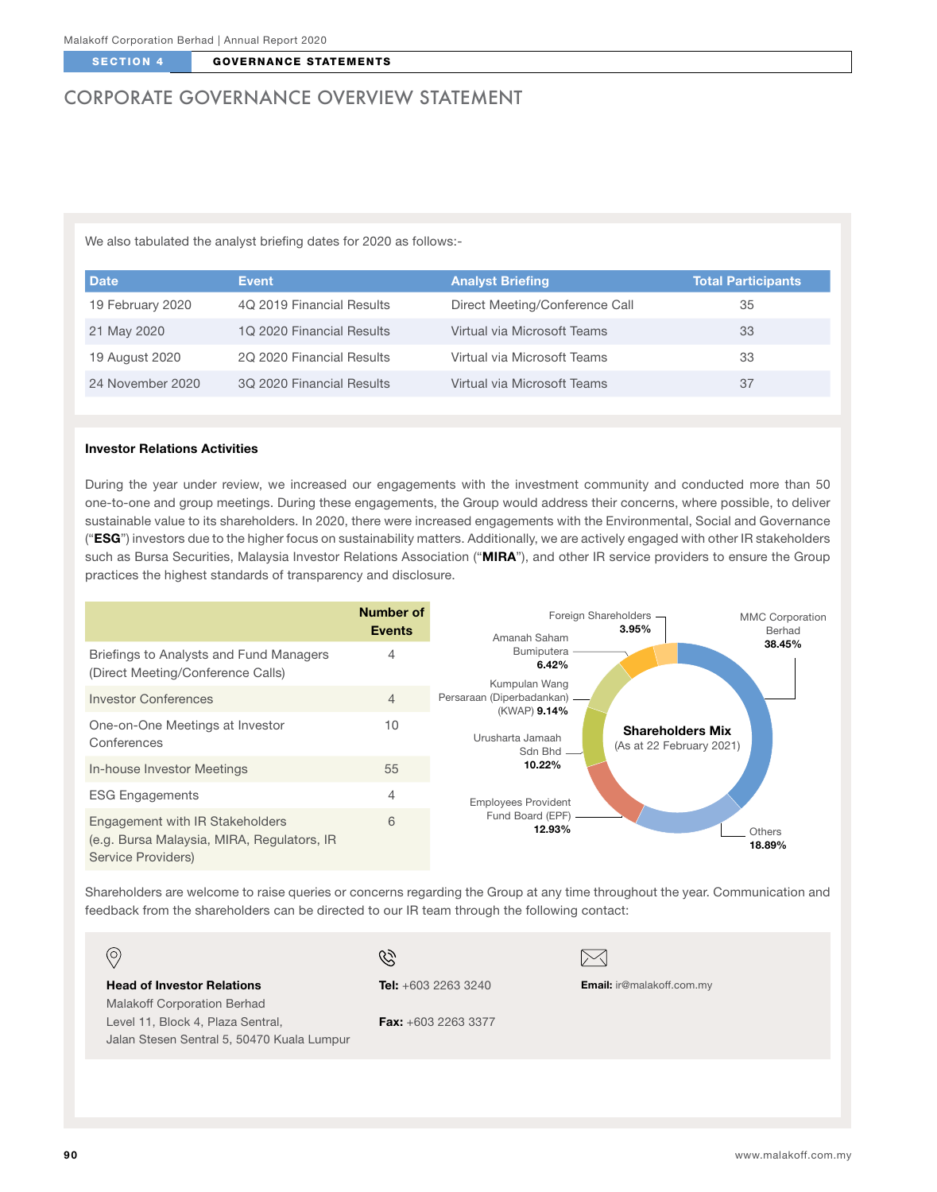# CORPORATE GOVERNANCE OVERVIEW STATEMENT

We also tabulated the analyst briefing dates for 2020 as follows:-

| Date | Event | Analyst Briefing | Total Participants |
|---|---|---|---|
| 19 February 2020 | 4Q 2019 Financial Results | Direct Meeting/Conference Call | 35 |
| 21 May 2020 | 1Q 2020 Financial Results | Virtual via Microsoft Teams | 33 |
| 19 August 2020 | 2Q 2020 Financial Results | Virtual via Microsoft Teams | 33 |
| 24 November 2020 | 3Q 2020 Financial Results | Virtual via Microsoft Teams | 37 |

**Investor Relations Activities**

During the year under review, we increased our engagements with the investment community and conducted more than 50 one-to-one and group meetings. During these engagements, the Group would address their concerns, where possible, to deliver sustainable value to its shareholders. In 2020, there were increased engagements with the Environmental, Social and Governance ("**ESG**") investors due to the higher focus on sustainability matters. Additionally, we are actively engaged with other IR stakeholders such as Bursa Securities, Malaysia Investor Relations Association ("**MIRA**"), and other IR service providers to ensure the Group practices the highest standards of transparency and disclosure.

| | Number of Events |
|---|---|
| Briefings to Analysts and Fund Managers (Direct Meeting/Conference Calls) | 4 |
| Investor Conferences | 4 |
| One-on-One Meetings at Investor Conferences | 10 |
| In-house Investor Meetings | 55 |
| ESG Engagements | 4 |
| Engagement with IR Stakeholders (e.g. Bursa Malaysia, MIRA, Regulators, IR Service Providers) | 6 |

**Shareholders Mix**
(As at 22 February 2021)

| Shareholder | % |
|---|---|
| MMC Corporation Berhad | 38.45% |
| Others | 18.89% |
| Employees Provident Fund Board (EPF) | 12.93% |
| Urusharta Jamaah Sdn Bhd | 10.22% |
| Kumpulan Wang Persaraan (Diperbadankan) (KWAP) | 9.14% |
| Amanah Saham Bumiputera | 6.42% |
| Foreign Shareholders | 3.95% |

Shareholders are welcome to raise queries or concerns regarding the Group at any time throughout the year. Communication and feedback from the shareholders can be directed to our IR team through the following contact:

**Head of Investor Relations**
Malakoff Corporation Berhad
Level 11, Block 4, Plaza Sentral,
Jalan Stesen Sentral 5, 50470 Kuala Lumpur

**Tel:** +603 2263 3240

**Fax:** +603 2263 3377

**Email:** ir@malakoff.com.my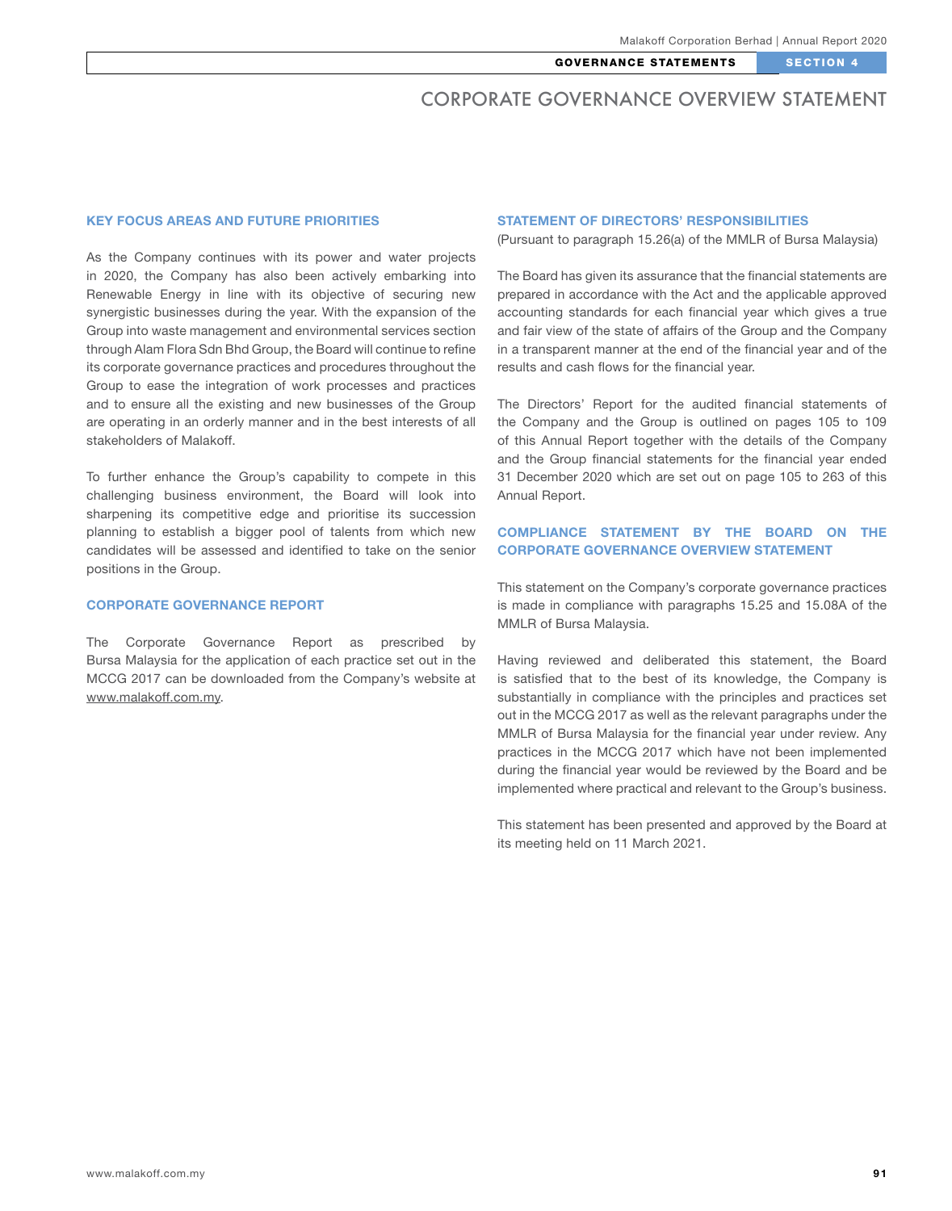# CORPORATE GOVERNANCE OVERVIEW STATEMENT

## KEY FOCUS AREAS AND FUTURE PRIORITIES

As the Company continues with its power and water projects in 2020, the Company has also been actively embarking into Renewable Energy in line with its objective of securing new synergistic businesses during the year. With the expansion of the Group into waste management and environmental services section through Alam Flora Sdn Bhd Group, the Board will continue to refine its corporate governance practices and procedures throughout the Group to ease the integration of work processes and practices and to ensure all the existing and new businesses of the Group are operating in an orderly manner and in the best interests of all stakeholders of Malakoff.

To further enhance the Group's capability to compete in this challenging business environment, the Board will look into sharpening its competitive edge and prioritise its succession planning to establish a bigger pool of talents from which new candidates will be assessed and identified to take on the senior positions in the Group.

## CORPORATE GOVERNANCE REPORT

The Corporate Governance Report as prescribed by Bursa Malaysia for the application of each practice set out in the MCCG 2017 can be downloaded from the Company's website at www.malakoff.com.my.

## STATEMENT OF DIRECTORS' RESPONSIBILITIES

(Pursuant to paragraph 15.26(a) of the MMLR of Bursa Malaysia)

The Board has given its assurance that the financial statements are prepared in accordance with the Act and the applicable approved accounting standards for each financial year which gives a true and fair view of the state of affairs of the Group and the Company in a transparent manner at the end of the financial year and of the results and cash flows for the financial year.

The Directors' Report for the audited financial statements of the Company and the Group is outlined on pages 105 to 109 of this Annual Report together with the details of the Company and the Group financial statements for the financial year ended 31 December 2020 which are set out on page 105 to 263 of this Annual Report.

## COMPLIANCE STATEMENT BY THE BOARD ON THE CORPORATE GOVERNANCE OVERVIEW STATEMENT

This statement on the Company's corporate governance practices is made in compliance with paragraphs 15.25 and 15.08A of the MMLR of Bursa Malaysia.

Having reviewed and deliberated this statement, the Board is satisfied that to the best of its knowledge, the Company is substantially in compliance with the principles and practices set out in the MCCG 2017 as well as the relevant paragraphs under the MMLR of Bursa Malaysia for the financial year under review. Any practices in the MCCG 2017 which have not been implemented during the financial year would be reviewed by the Board and be implemented where practical and relevant to the Group's business.

This statement has been presented and approved by the Board at its meeting held on 11 March 2021.